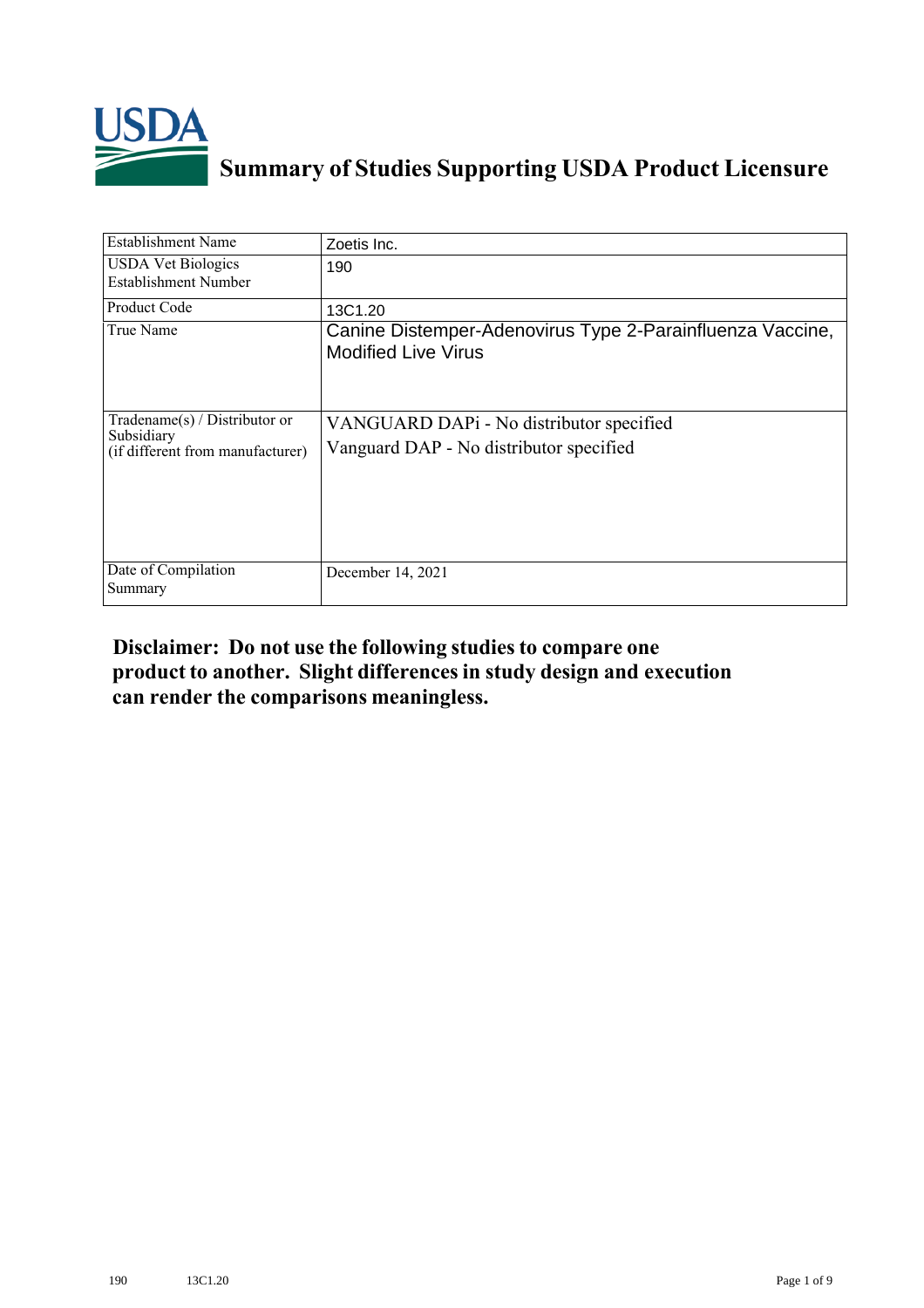USDA

# Summary of Studies Supporting USDA Product Licensure

| Establishment Name | Zoetis Inc. |
|---|---|
| USDA Vet Biologics Establishment Number | 190 |
| Product Code | 13C1.20 |
| True Name | Canine Distemper-Adenovirus Type 2-Parainfluenza Vaccine, Modified Live Virus |
| Tradename(s) / Distributor or Subsidiary (if different from manufacturer) | VANGUARD DAPi - No distributor specified<br>Vanguard DAP - No distributor specified |
| Date of Compilation Summary | December 14, 2021 |

**Disclaimer: Do not use the following studies to compare one product to another. Slight differences in study design and execution can render the comparisons meaningless.**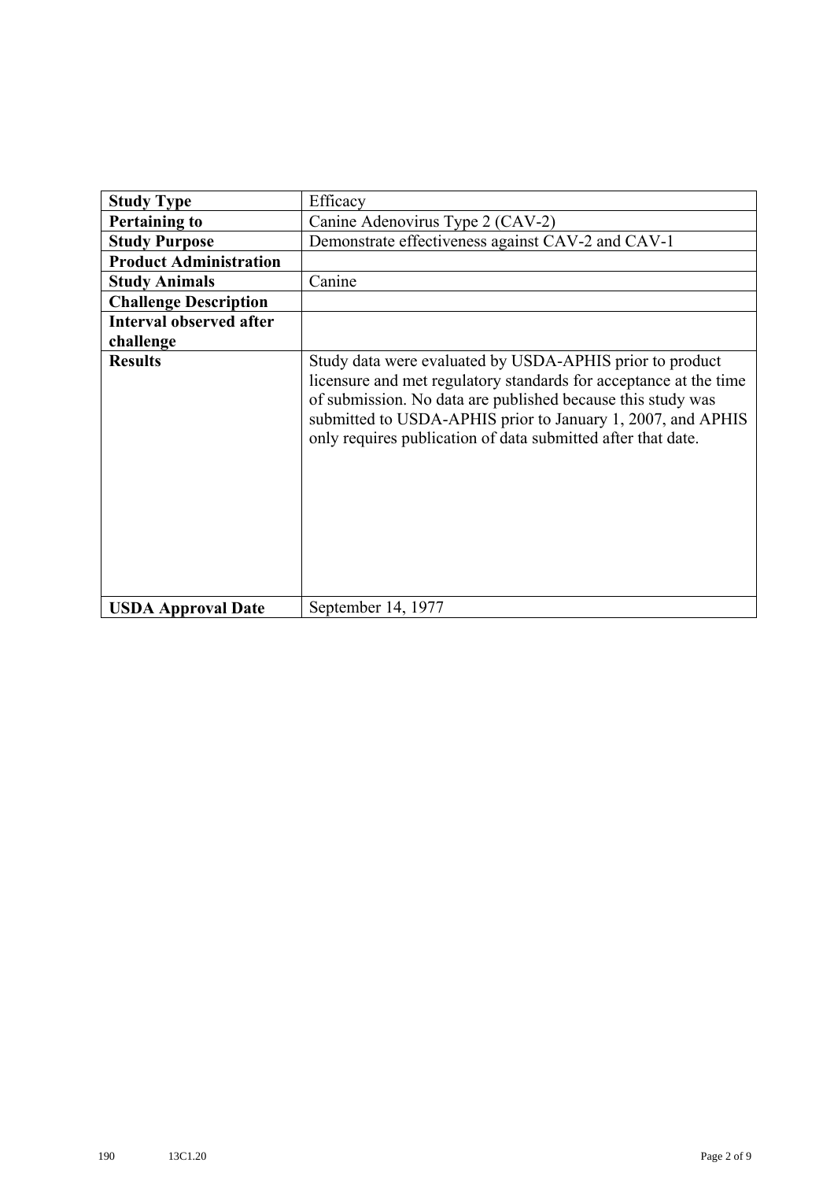| **Study Type** | Efficacy |
| --- | --- |
| **Pertaining to** | Canine Adenovirus Type 2 (CAV-2) |
| **Study Purpose** | Demonstrate effectiveness against CAV-2 and CAV-1 |
| **Product Administration** | |
| **Study Animals** | Canine |
| **Challenge Description** | |
| **Interval observed after challenge** | |
| **Results** | Study data were evaluated by USDA-APHIS prior to product licensure and met regulatory standards for acceptance at the time of submission. No data are published because this study was submitted to USDA-APHIS prior to January 1, 2007, and APHIS only requires publication of data submitted after that date. |
| **USDA Approval Date** | September 14, 1977 |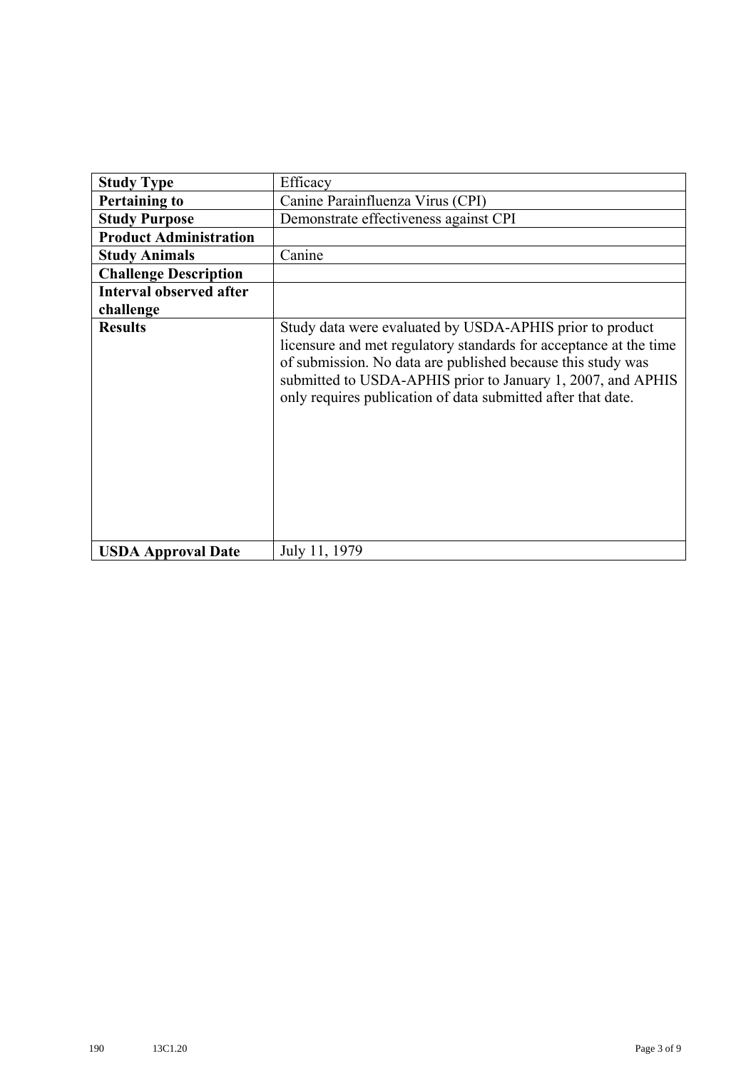| **Study Type** | Efficacy |
|---|---|
| **Pertaining to** | Canine Parainfluenza Virus (CPI) |
| **Study Purpose** | Demonstrate effectiveness against CPI |
| **Product Administration** | |
| **Study Animals** | Canine |
| **Challenge Description** | |
| **Interval observed after challenge** | |
| **Results** | Study data were evaluated by USDA-APHIS prior to product licensure and met regulatory standards for acceptance at the time of submission. No data are published because this study was submitted to USDA-APHIS prior to January 1, 2007, and APHIS only requires publication of data submitted after that date. |
| **USDA Approval Date** | July 11, 1979 |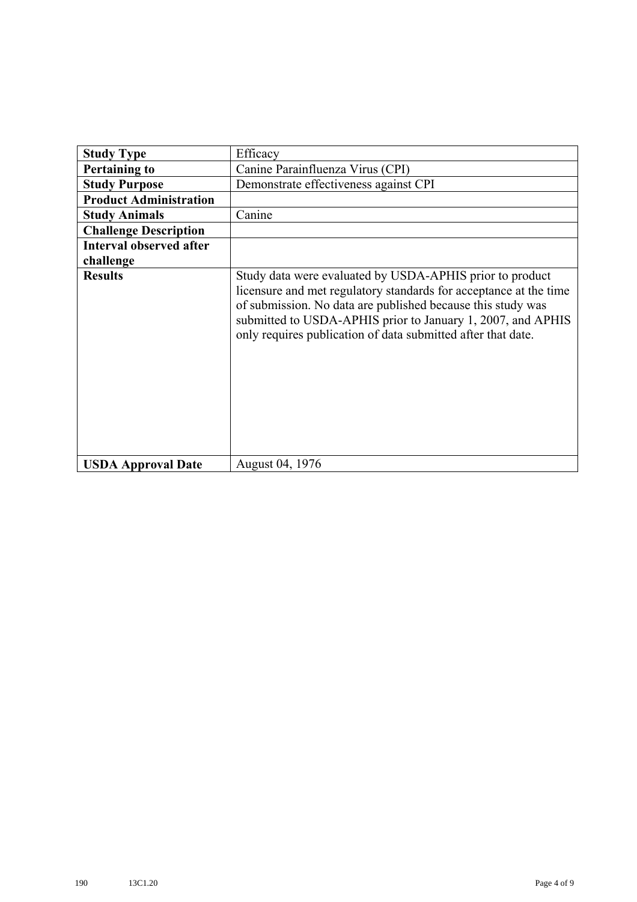| Study Type | Efficacy |
| --- | --- |
| **Pertaining to** | Canine Parainfluenza Virus (CPI) |
| **Study Purpose** | Demonstrate effectiveness against CPI |
| **Product Administration** | |
| **Study Animals** | Canine |
| **Challenge Description** | |
| **Interval observed after challenge** | |
| **Results** | Study data were evaluated by USDA-APHIS prior to product licensure and met regulatory standards for acceptance at the time of submission. No data are published because this study was submitted to USDA-APHIS prior to January 1, 2007, and APHIS only requires publication of data submitted after that date. |
| **USDA Approval Date** | August 04, 1976 |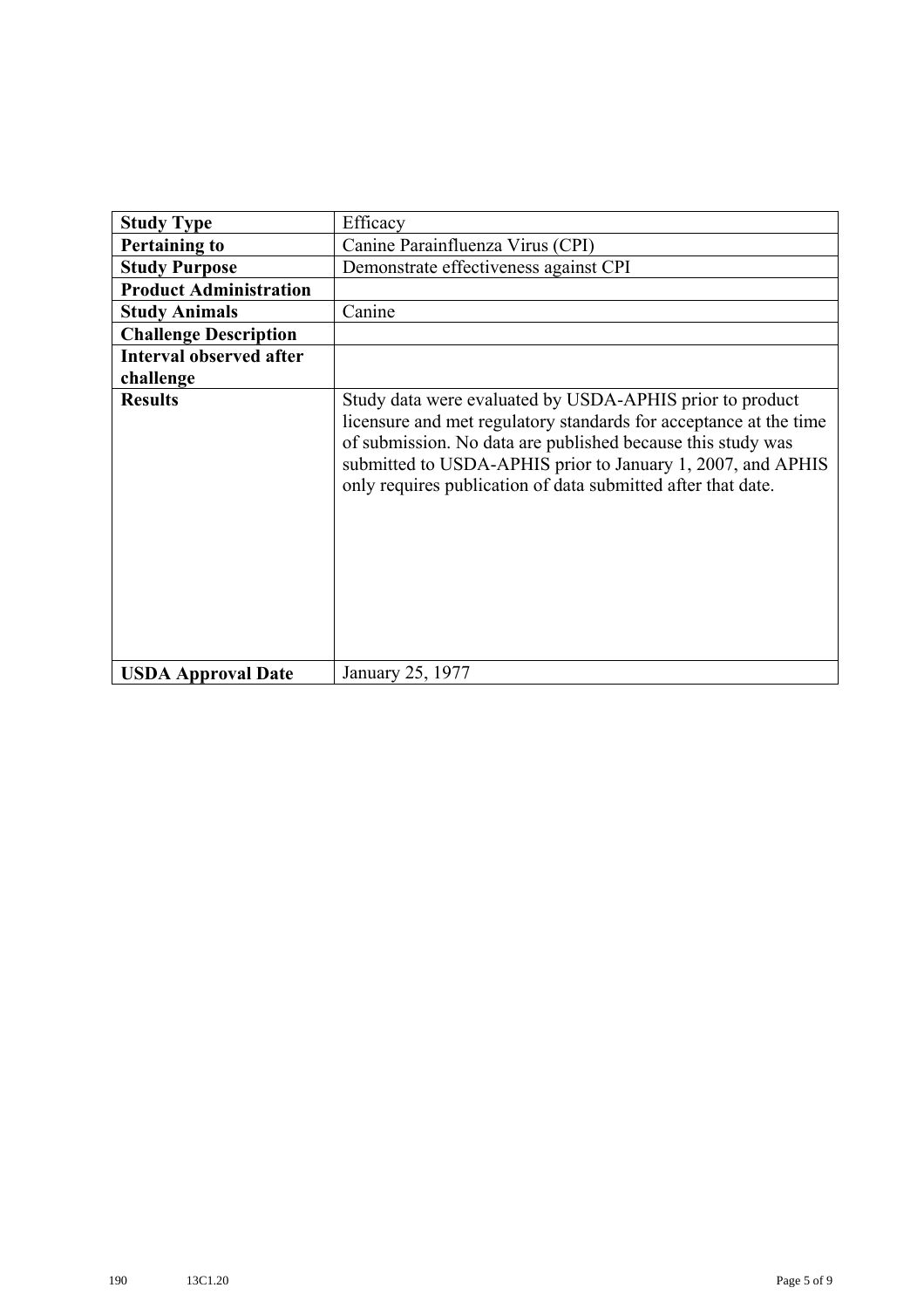| **Study Type** | Efficacy |
|---|---|
| **Pertaining to** | Canine Parainfluenza Virus (CPI) |
| **Study Purpose** | Demonstrate effectiveness against CPI |
| **Product Administration** | |
| **Study Animals** | Canine |
| **Challenge Description** | |
| **Interval observed after challenge** | |
| **Results** | Study data were evaluated by USDA-APHIS prior to product licensure and met regulatory standards for acceptance at the time of submission. No data are published because this study was submitted to USDA-APHIS prior to January 1, 2007, and APHIS only requires publication of data submitted after that date. |
| **USDA Approval Date** | January 25, 1977 |

190 13C1.20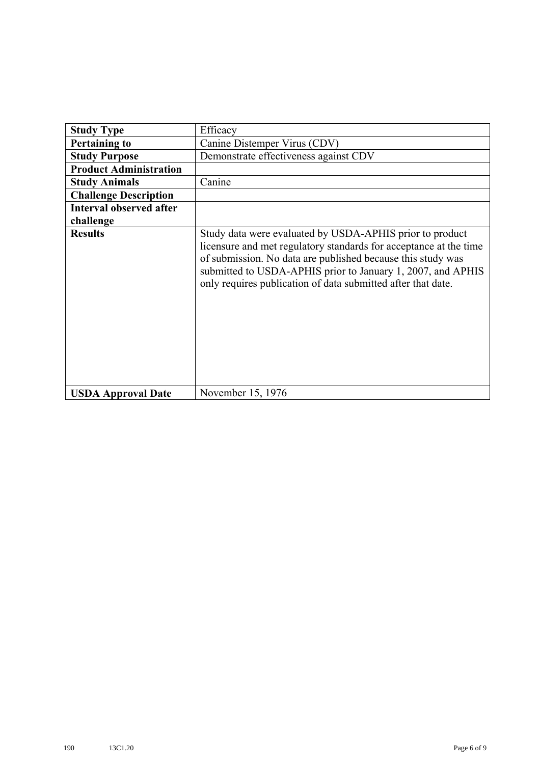| **Study Type** | Efficacy |
| --- | --- |
| **Pertaining to** | Canine Distemper Virus (CDV) |
| **Study Purpose** | Demonstrate effectiveness against CDV |
| **Product Administration** | |
| **Study Animals** | Canine |
| **Challenge Description** | |
| **Interval observed after challenge** | |
| **Results** | Study data were evaluated by USDA-APHIS prior to product licensure and met regulatory standards for acceptance at the time of submission. No data are published because this study was submitted to USDA-APHIS prior to January 1, 2007, and APHIS only requires publication of data submitted after that date. |
| **USDA Approval Date** | November 15, 1976 |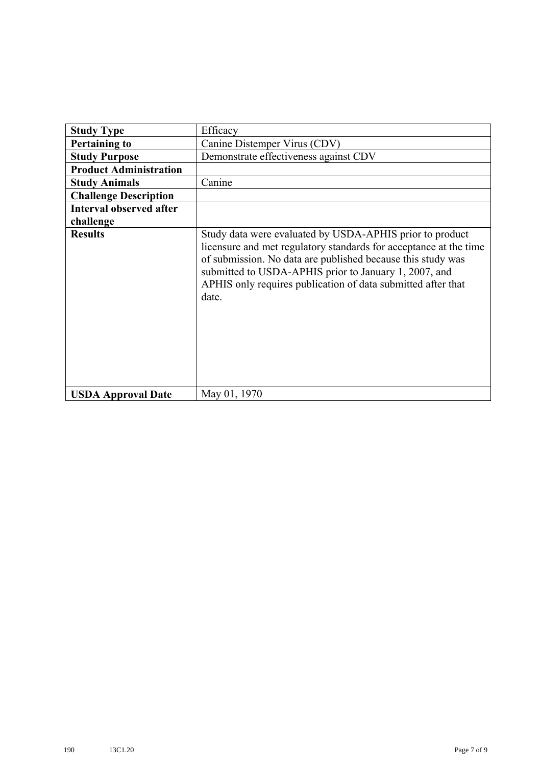| | |
|---|---|
| **Study Type** | Efficacy |
| **Pertaining to** | Canine Distemper Virus (CDV) |
| **Study Purpose** | Demonstrate effectiveness against CDV |
| **Product Administration** | |
| **Study Animals** | Canine |
| **Challenge Description** | |
| **Interval observed after challenge** | |
| **Results** | Study data were evaluated by USDA-APHIS prior to product licensure and met regulatory standards for acceptance at the time of submission. No data are published because this study was submitted to USDA-APHIS prior to January 1, 2007, and APHIS only requires publication of data submitted after that date. |
| **USDA Approval Date** | May 01, 1970 |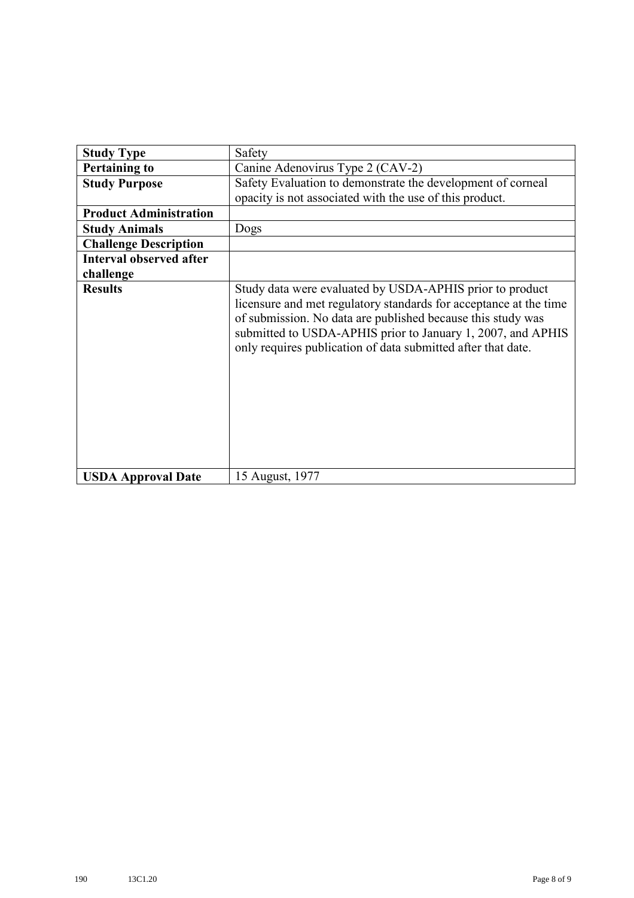| Study Type | Safety |
|---|---|
| **Pertaining to** | Canine Adenovirus Type 2 (CAV-2) |
| **Study Purpose** | Safety Evaluation to demonstrate the development of corneal opacity is not associated with the use of this product. |
| **Product Administration** | |
| **Study Animals** | Dogs |
| **Challenge Description** | |
| **Interval observed after challenge** | |
| **Results** | Study data were evaluated by USDA-APHIS prior to product licensure and met regulatory standards for acceptance at the time of submission. No data are published because this study was submitted to USDA-APHIS prior to January 1, 2007, and APHIS only requires publication of data submitted after that date. |
| **USDA Approval Date** | 15 August, 1977 |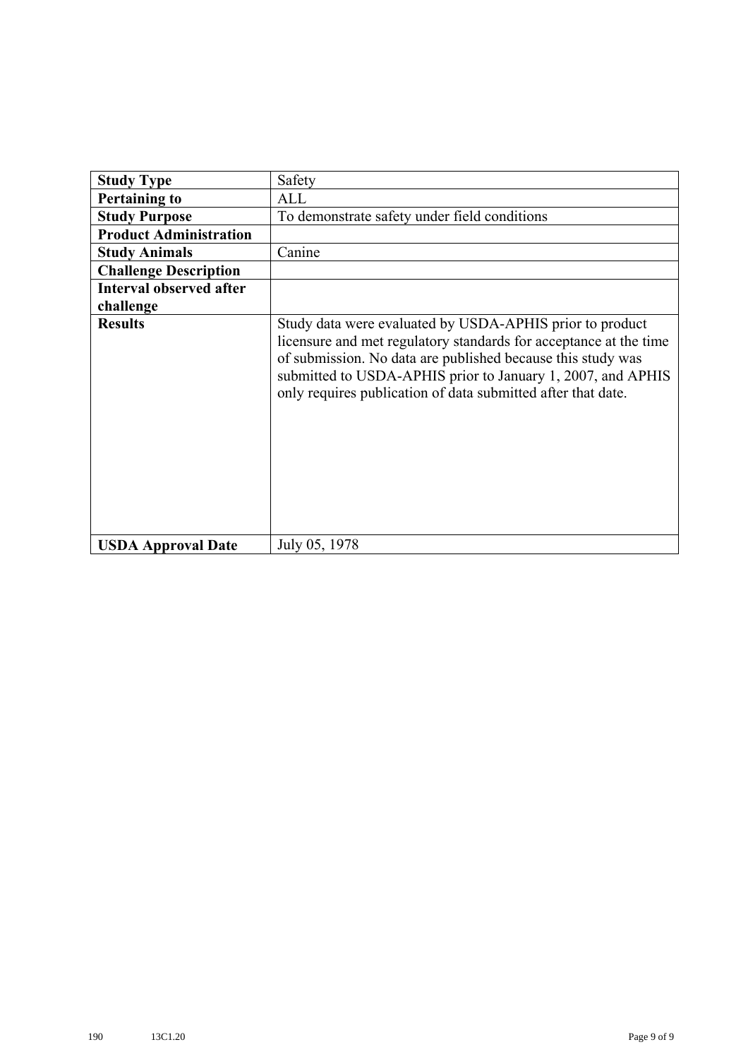| | |
|---|---|
| **Study Type** | Safety |
| **Pertaining to** | ALL |
| **Study Purpose** | To demonstrate safety under field conditions |
| **Product Administration** | |
| **Study Animals** | Canine |
| **Challenge Description** | |
| **Interval observed after challenge** | |
| **Results** | Study data were evaluated by USDA-APHIS prior to product licensure and met regulatory standards for acceptance at the time of submission. No data are published because this study was submitted to USDA-APHIS prior to January 1, 2007, and APHIS only requires publication of data submitted after that date. |
| **USDA Approval Date** | July 05, 1978 |